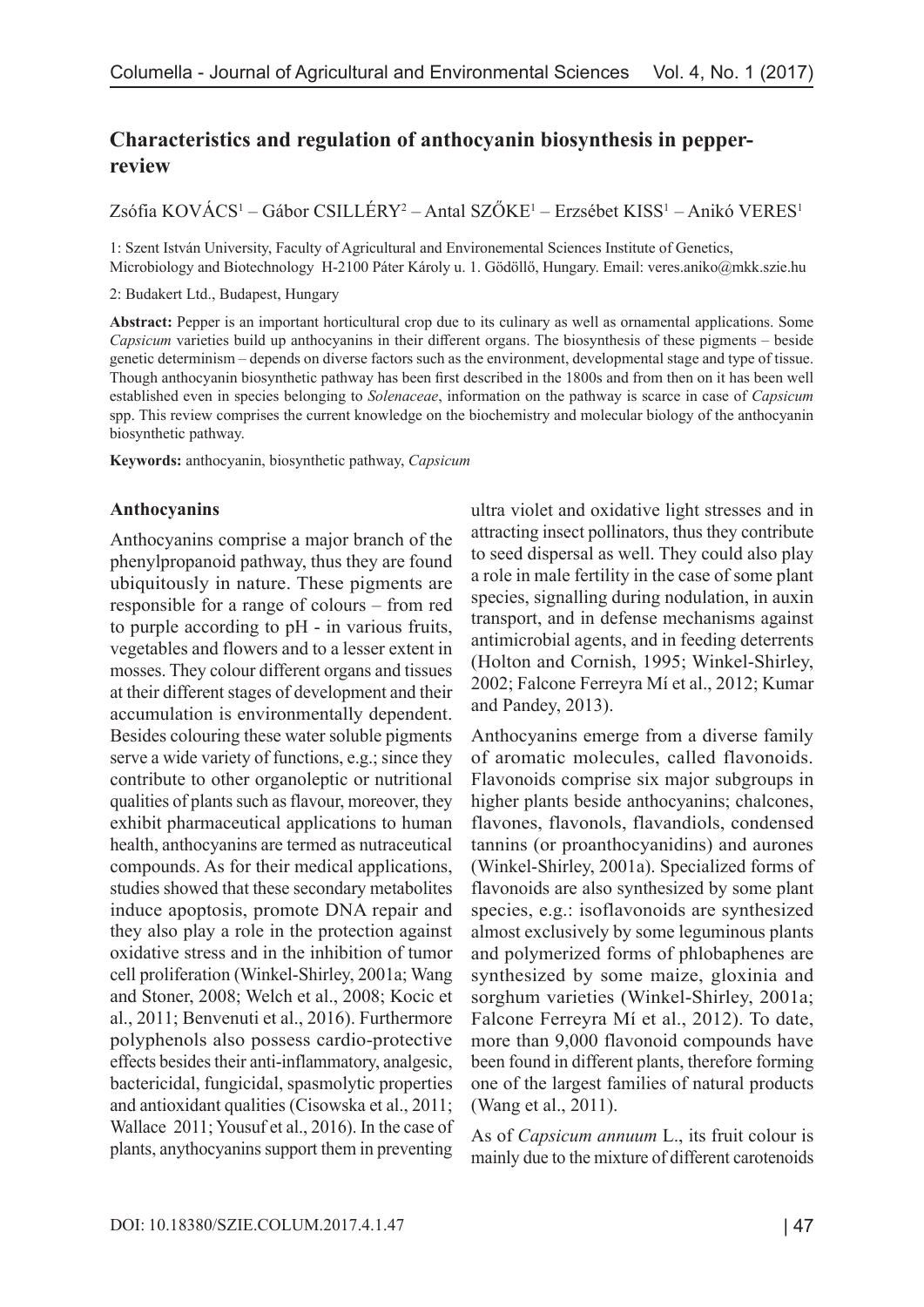# Characteristics and regulation of anthocyanin biosynthesis in pepper-review

Zsófia KOVÁCS[1] – Gábor CSILLÉRY[2] – Antal SZŐKE[1] – Erzsébet KISS[1] – Anikó VERES[1]

1: Szent István University, Faculty of Agricultural and Environemental Sciences Institute of Genetics, Microbiology and Biotechnology H-2100 Páter Károly u. 1. Gödöllő, Hungary. Email: veres.aniko@mkk.szie.hu

2: Budakert Ltd., Budapest, Hungary

**Abstract:** Pepper is an important horticultural crop due to its culinary as well as ornamental applications. Some *Capsicum* varieties build up anthocyanins in their different organs. The biosynthesis of these pigments – beside genetic determinism – depends on diverse factors such as the environment, developmental stage and type of tissue. Though anthocyanin biosynthetic pathway has been first described in the 1800s and from then on it has been well established even in species belonging to *Solenaceae*, information on the pathway is scarce in case of *Capsicum* spp. This review comprises the current knowledge on the biochemistry and molecular biology of the anthocyanin biosynthetic pathway.

**Keywords:** anthocyanin, biosynthetic pathway, *Capsicum*

## Anthocyanins

Anthocyanins comprise a major branch of the phenylpropanoid pathway, thus they are found ubiquitously in nature. These pigments are responsible for a range of colours – from red to purple according to pH - in various fruits, vegetables and flowers and to a lesser extent in mosses. They colour different organs and tissues at their different stages of development and their accumulation is environmentally dependent. Besides colouring these water soluble pigments serve a wide variety of functions, e.g.; since they contribute to other organoleptic or nutritional qualities of plants such as flavour, moreover, they exhibit pharmaceutical applications to human health, anthocyanins are termed as nutraceutical compounds. As for their medical applications, studies showed that these secondary metabolites induce apoptosis, promote DNA repair and they also play a role in the protection against oxidative stress and in the inhibition of tumor cell proliferation (Winkel-Shirley, 2001a; Wang and Stoner, 2008; Welch et al., 2008; Kocic et al., 2011; Benvenuti et al., 2016). Furthermore polyphenols also possess cardio-protective effects besides their anti-inflammatory, analgesic, bactericidal, fungicidal, spasmolytic properties and antioxidant qualities (Cisowska et al., 2011; Wallace 2011; Yousuf et al., 2016). In the case of plants, anythocyanins support them in preventing ultra violet and oxidative light stresses and in attracting insect pollinators, thus they contribute to seed dispersal as well. They could also play a role in male fertility in the case of some plant species, signalling during nodulation, in auxin transport, and in defense mechanisms against antimicrobial agents, and in feeding deterrents (Holton and Cornish, 1995; Winkel-Shirley, 2002; Falcone Ferreyra Mí et al., 2012; Kumar and Pandey, 2013).

Anthocyanins emerge from a diverse family of aromatic molecules, called flavonoids. Flavonoids comprise six major subgroups in higher plants beside anthocyanins; chalcones, flavones, flavonols, flavandiols, condensed tannins (or proanthocyanidins) and aurones (Winkel-Shirley, 2001a). Specialized forms of flavonoids are also synthesized by some plant species, e.g.: isoflavonoids are synthesized almost exclusively by some leguminous plants and polymerized forms of phlobaphenes are synthesized by some maize, gloxinia and sorghum varieties (Winkel-Shirley, 2001a; Falcone Ferreyra Mí et al., 2012). To date, more than 9,000 flavonoid compounds have been found in different plants, therefore forming one of the largest families of natural products (Wang et al., 2011).

As of *Capsicum annuum* L., its fruit colour is mainly due to the mixture of different carotenoids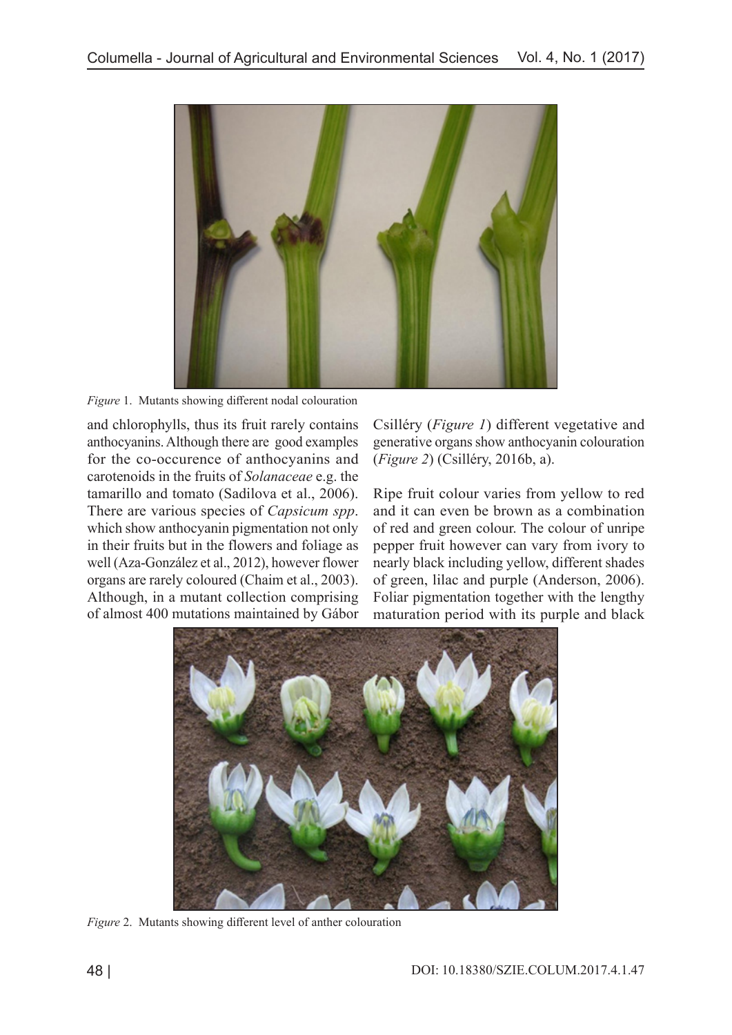Figure 1. Mutants showing different nodal colouration

and chlorophylls, thus its fruit rarely contains anthocyanins. Although there are good examples for the co-occurence of anthocyanins and carotenoids in the fruits of *Solanaceae* e.g. the tamarillo and tomato (Sadilova et al., 2006). There are various species of *Capsicum spp*. which show anthocyanin pigmentation not only in their fruits but in the flowers and foliage as well (Aza-González et al., 2012), however flower organs are rarely coloured (Chaim et al., 2003). Although, in a mutant collection comprising of almost 400 mutations maintained by Gábor Csilléry (*Figure 1*) different vegetative and generative organs show anthocyanin colouration (*Figure 2*) (Csilléry, 2016b, a).

Ripe fruit colour varies from yellow to red and it can even be brown as a combination of red and green colour. The colour of unripe pepper fruit however can vary from ivory to nearly black including yellow, different shades of green, lilac and purple (Anderson, 2006). Foliar pigmentation together with the lengthy maturation period with its purple and black

Figure 2. Mutants showing different level of anther colouration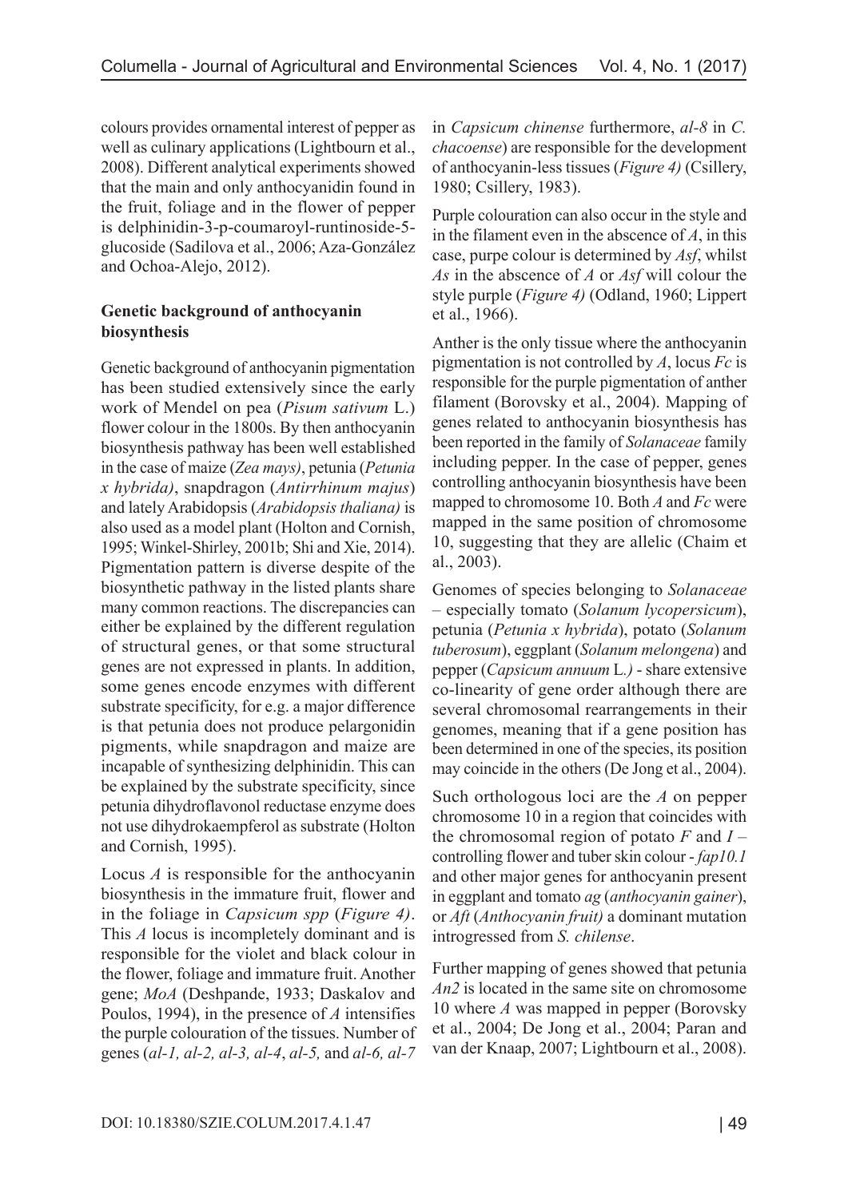colours provides ornamental interest of pepper as well as culinary applications (Lightbourn et al., 2008). Different analytical experiments showed that the main and only anthocyanidin found in the fruit, foliage and in the flower of pepper is delphinidin-3-p-coumaroyl-runtinoside-5-glucoside (Sadilova et al., 2006; Aza-González and Ochoa-Alejo, 2012).

**Genetic background of anthocyanin biosynthesis**

Genetic background of anthocyanin pigmentation has been studied extensively since the early work of Mendel on pea (*Pisum sativum* L.) flower colour in the 1800s. By then anthocyanin biosynthesis pathway has been well established in the case of maize (*Zea mays)*, petunia (*Petunia x hybrida)*, snapdragon (*Antirrhinum majus*) and lately Arabidopsis (*Arabidopsis thaliana)* is also used as a model plant (Holton and Cornish, 1995; Winkel-Shirley, 2001b; Shi and Xie, 2014). Pigmentation pattern is diverse despite of the biosynthetic pathway in the listed plants share many common reactions. The discrepancies can either be explained by the different regulation of structural genes, or that some structural genes are not expressed in plants. In addition, some genes encode enzymes with different substrate specificity, for e.g. a major difference is that petunia does not produce pelargonidin pigments, while snapdragon and maize are incapable of synthesizing delphinidin. This can be explained by the substrate specificity, since petunia dihydroflavonol reductase enzyme does not use dihydrokaempferol as substrate (Holton and Cornish, 1995).

Locus *A* is responsible for the anthocyanin biosynthesis in the immature fruit, flower and in the foliage in *Capsicum spp* (*Figure 4)*. This *A* locus is incompletely dominant and is responsible for the violet and black colour in the flower, foliage and immature fruit. Another gene; *MoA* (Deshpande, 1933; Daskalov and Poulos, 1994), in the presence of *A* intensifies the purple colouration of the tissues. Number of genes (*al-1, al-2, al-3, al-4*, *al-5,* and *al-6, al-7* in *Capsicum chinense* furthermore, *al-8* in *C. chacoense*) are responsible for the development of anthocyanin-less tissues (*Figure 4)* (Csillery, 1980; Csillery, 1983).

Purple colouration can also occur in the style and in the filament even in the abscence of *A*, in this case, purpe colour is determined by *Asf*, whilst *As* in the abscence of *A* or *Asf* will colour the style purple (*Figure 4)* (Odland, 1960; Lippert et al., 1966).

Anther is the only tissue where the anthocyanin pigmentation is not controlled by *A*, locus *Fc* is responsible for the purple pigmentation of anther filament (Borovsky et al., 2004). Mapping of genes related to anthocyanin biosynthesis has been reported in the family of *Solanaceae* family including pepper. In the case of pepper, genes controlling anthocyanin biosynthesis have been mapped to chromosome 10. Both *A* and *Fc* were mapped in the same position of chromosome 10, suggesting that they are allelic (Chaim et al., 2003).

Genomes of species belonging to *Solanaceae* – especially tomato (*Solanum lycopersicum*), petunia (*Petunia x hybrida*), potato (*Solanum tuberosum*), eggplant (*Solanum melongena*) and pepper (*Capsicum annuum* L*.)* - share extensive co-linearity of gene order although there are several chromosomal rearrangements in their genomes, meaning that if a gene position has been determined in one of the species, its position may coincide in the others (De Jong et al., 2004).

Such orthologous loci are the *A* on pepper chromosome 10 in a region that coincides with the chromosomal region of potato *F* and *I* – controlling flower and tuber skin colour - *fap10.1* and other major genes for anthocyanin present in eggplant and tomato *ag* (*anthocyanin gainer*), or *Aft* (*Anthocyanin fruit)* a dominant mutation introgressed from *S. chilense*.

Further mapping of genes showed that petunia *An2* is located in the same site on chromosome 10 where *A* was mapped in pepper (Borovsky et al., 2004; De Jong et al., 2004; Paran and van der Knaap, 2007; Lightbourn et al., 2008).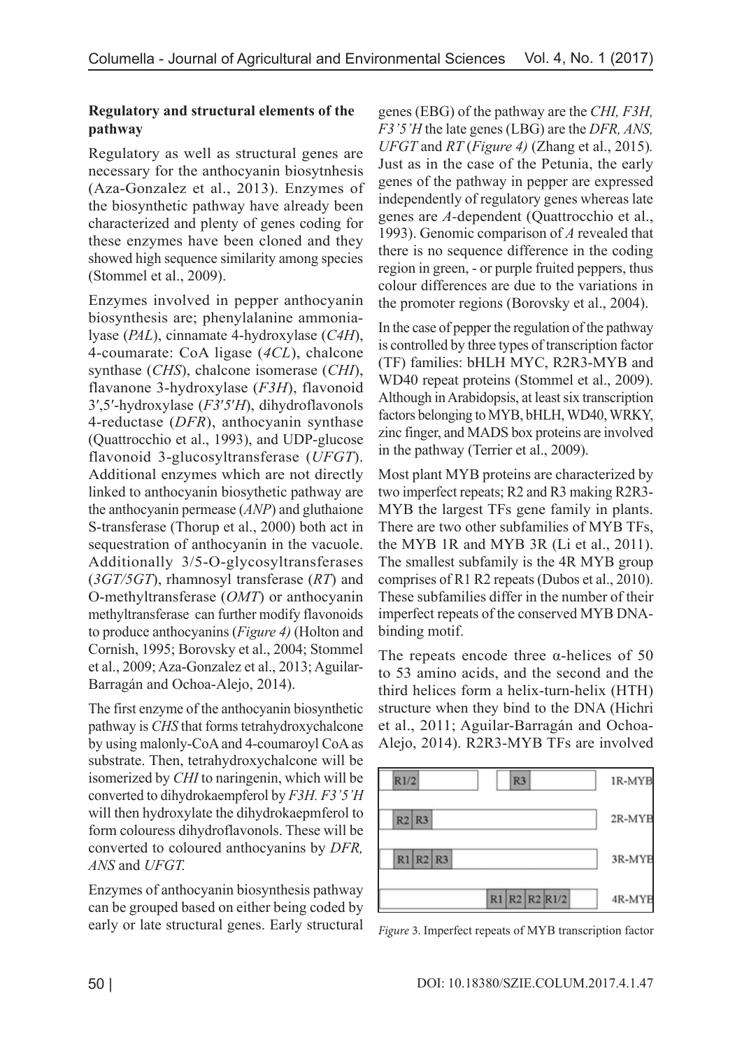**Regulatory and structural elements of the pathway**

Regulatory as well as structural genes are necessary for the anthocyanin biosytnhesis (Aza-Gonzalez et al., 2013). Enzymes of the biosynthetic pathway have already been characterized and plenty of genes coding for these enzymes have been cloned and they showed high sequence similarity among species (Stommel et al., 2009).

Enzymes involved in pepper anthocyanin biosynthesis are; phenylalanine ammonialyase (*PAL*), cinnamate 4-hydroxylase (*C4H*), 4-coumarate: CoA ligase (*4CL*), chalcone synthase (*CHS*), chalcone isomerase (*CHI*), flavanone 3-hydroxylase (*F3H*), flavonoid 3′,5′-hydroxylase (*F3′5′H*), dihydroflavonols 4-reductase (*DFR*), anthocyanin synthase (Quattrocchio et al., 1993), and UDP-glucose flavonoid 3-glucosyltransferase (*UFGT*). Additional enzymes which are not directly linked to anthocyanin biosythetic pathway are the anthocyanin permease (*ANP*) and gluthaione S-transferase (Thorup et al., 2000) both act in sequestration of anthocyanin in the vacuole. Additionally 3/5-O-glycosyltransferases (*3GT/5GT*), rhamnosyl transferase (*RT*) and O-methyltransferase (*OMT*) or anthocyanin methyltransferase can further modify flavonoids to produce anthocyanins (*Figure 4)* (Holton and Cornish, 1995; Borovsky et al., 2004; Stommel et al., 2009; Aza-Gonzalez et al., 2013; Aguilar-Barragán and Ochoa-Alejo, 2014).

The first enzyme of the anthocyanin biosynthetic pathway is *CHS* that forms tetrahydroxychalcone by using malonly-CoA and 4-coumaroyl CoA as substrate. Then, tetrahydroxychalcone will be isomerized by *CHI* to naringenin, which will be converted to dihydrokaempferol by *F3H. F3'5'H* will then hydroxylate the dihydrokaepmferol to form colouress dihydroflavonols. These will be converted to coloured anthocyanins by *DFR, ANS* and *UFGT.*

Enzymes of anthocyanin biosynthesis pathway can be grouped based on either being coded by early or late structural genes. Early structural genes (EBG) of the pathway are the *CHI, F3H, F3'5'H* the late genes (LBG) are the *DFR, ANS, UFGT* and *RT* (*Figure 4)* (Zhang et al., 2015). Just as in the case of the Petunia, the early genes of the pathway in pepper are expressed independently of regulatory genes whereas late genes are *A*-dependent (Quattrocchio et al., 1993). Genomic comparison of *A* revealed that there is no sequence difference in the coding region in green, - or purple fruited peppers, thus colour differences are due to the variations in the promoter regions (Borovsky et al., 2004).

In the case of pepper the regulation of the pathway is controlled by three types of transcription factor (TF) families: bHLH MYC, R2R3-MYB and WD40 repeat proteins (Stommel et al., 2009). Although in Arabidopsis, at least six transcription factors belonging to MYB, bHLH, WD40, WRKY, zinc finger, and MADS box proteins are involved in the pathway (Terrier et al., 2009).

Most plant MYB proteins are characterized by two imperfect repeats; R2 and R3 making R2R3-MYB the largest TFs gene family in plants. There are two other subfamilies of MYB TFs, the MYB 1R and MYB 3R (Li et al., 2011). The smallest subfamily is the 4R MYB group comprises of R1 R2 repeats (Dubos et al., 2010). These subfamilies differ in the number of their imperfect repeats of the conserved MYB DNA-binding motif.

The repeats encode three α-helices of 50 to 53 amino acids, and the second and the third helices form a helix-turn-helix (HTH) structure when they bind to the DNA (Hichri et al., 2011; Aguilar-Barragán and Ochoa-Alejo, 2014). R2R3-MYB TFs are involved

| | |
|---|---|
| R1/2 … R3 | 1R-MYB |
| R2 R3 | 2R-MYB |
| R1 R2 R3 | 3R-MYB |
| R1 R2 R2 R1/2 | 4R-MYB |

*Figure* 3. Imperfect repeats of MYB transcription factor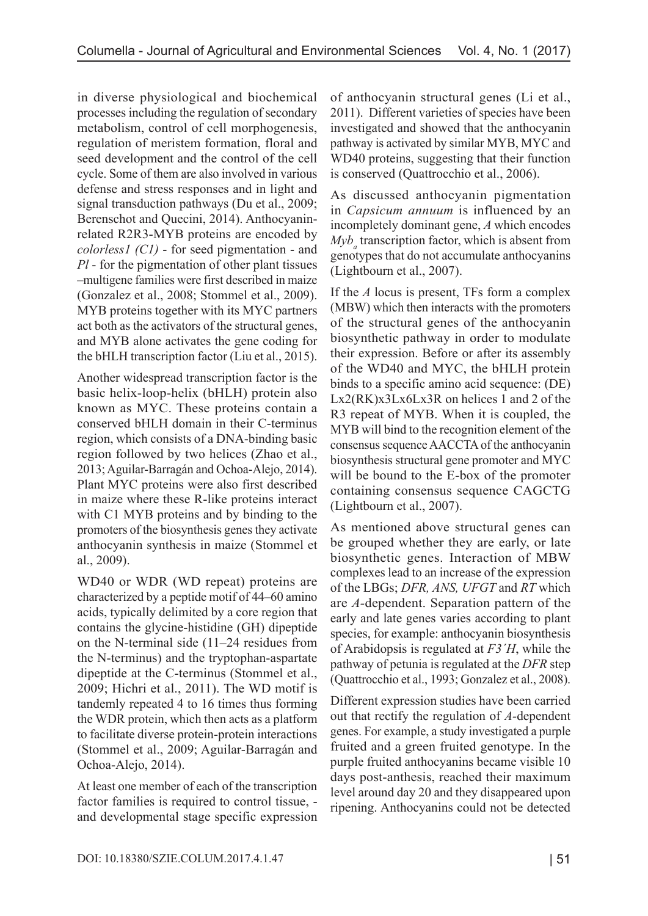in diverse physiological and biochemical processes including the regulation of secondary metabolism, control of cell morphogenesis, regulation of meristem formation, floral and seed development and the control of the cell cycle. Some of them are also involved in various defense and stress responses and in light and signal transduction pathways (Du et al., 2009; Berenschot and Quecini, 2014). Anthocyanin-related R2R3-MYB proteins are encoded by *colorless1 (C1)* - for seed pigmentation - and *Pl* - for the pigmentation of other plant tissues –multigene families were first described in maize (Gonzalez et al., 2008; Stommel et al., 2009). MYB proteins together with its MYC partners act both as the activators of the structural genes, and MYB alone activates the gene coding for the bHLH transcription factor (Liu et al., 2015).

Another widespread transcription factor is the basic helix-loop-helix (bHLH) protein also known as MYC. These proteins contain a conserved bHLH domain in their C-terminus region, which consists of a DNA-binding basic region followed by two helices (Zhao et al., 2013; Aguilar-Barragán and Ochoa-Alejo, 2014). Plant MYC proteins were also first described in maize where these R-like proteins interact with C1 MYB proteins and by binding to the promoters of the biosynthesis genes they activate anthocyanin synthesis in maize (Stommel et al., 2009).

WD40 or WDR (WD repeat) proteins are characterized by a peptide motif of 44–60 amino acids, typically delimited by a core region that contains the glycine-histidine (GH) dipeptide on the N-terminal side (11–24 residues from the N-terminus) and the tryptophan-aspartate dipeptide at the C-terminus (Stommel et al., 2009; Hichri et al., 2011). The WD motif is tandemly repeated 4 to 16 times thus forming the WDR protein, which then acts as a platform to facilitate diverse protein-protein interactions (Stommel et al., 2009; Aguilar-Barragán and Ochoa-Alejo, 2014).

At least one member of each of the transcription factor families is required to control tissue, - and developmental stage specific expression of anthocyanin structural genes (Li et al., 2011). Different varieties of species have been investigated and showed that the anthocyanin pathway is activated by similar MYB, MYC and WD40 proteins, suggesting that their function is conserved (Quattrocchio et al., 2006).

As discussed anthocyanin pigmentation in *Capsicum annuum* is influenced by an incompletely dominant gene, *A* which encodes $Myb_a$ transcription factor, which is absent from genotypes that do not accumulate anthocyanins (Lightbourn et al., 2007).

If the *A* locus is present, TFs form a complex (MBW) which then interacts with the promoters of the structural genes of the anthocyanin biosynthetic pathway in order to modulate their expression. Before or after its assembly of the WD40 and MYC, the bHLH protein binds to a specific amino acid sequence: (DE)Lx2(RK)x3Lx6Lx3R on helices 1 and 2 of the R3 repeat of MYB. When it is coupled, the MYB will bind to the recognition element of the consensus sequence AACCTA of the anthocyanin biosynthesis structural gene promoter and MYC will be bound to the E-box of the promoter containing consensus sequence CAGCTG (Lightbourn et al., 2007).

As mentioned above structural genes can be grouped whether they are early, or late biosynthetic genes. Interaction of MBW complexes lead to an increase of the expression of the LBGs; *DFR, ANS, UFGT* and *RT* which are *A*-dependent. Separation pattern of the early and late genes varies according to plant species, for example: anthocyanin biosynthesis of Arabidopsis is regulated at *F3´H*, while the pathway of petunia is regulated at the *DFR* step (Quattrocchio et al., 1993; Gonzalez et al., 2008).

Different expression studies have been carried out that rectify the regulation of *A*-dependent genes. For example, a study investigated a purple fruited and a green fruited genotype. In the purple fruited anthocyanins became visible 10 days post-anthesis, reached their maximum level around day 20 and they disappeared upon ripening. Anthocyanins could not be detected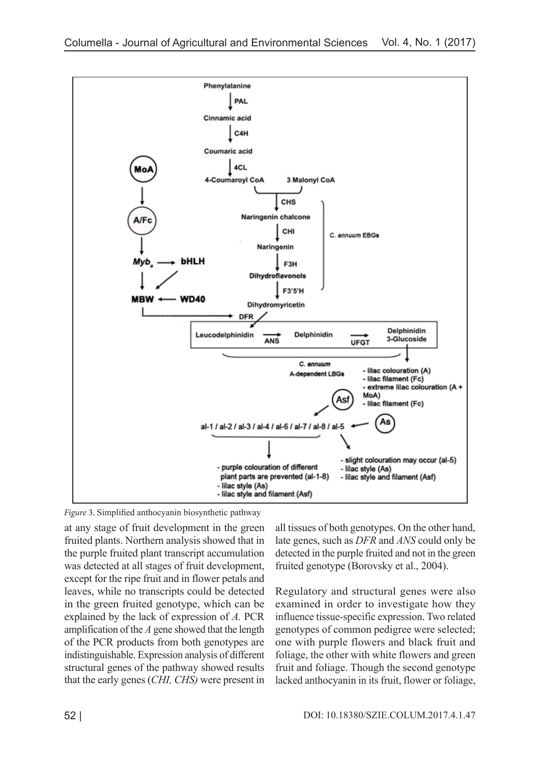*Figure* 3. Simplified anthocyanin biosynthetic pathway

at any stage of fruit development in the green fruited plants. Northern analysis showed that in the purple fruited plant transcript accumulation was detected at all stages of fruit development, except for the ripe fruit and in flower petals and leaves, while no transcripts could be detected in the green fruited genotype, which can be explained by the lack of expression of *A.* PCR amplification of the *A* gene showed that the length of the PCR products from both genotypes are indistinguishable. Expression analysis of different structural genes of the pathway showed results that the early genes (*CHI, CHS)* were present in all tissues of both genotypes. On the other hand, late genes, such as *DFR* and *ANS* could only be detected in the purple fruited and not in the green fruited genotype (Borovsky et al., 2004).

Regulatory and structural genes were also examined in order to investigate how they influence tissue-specific expression. Two related genotypes of common pedigree were selected; one with purple flowers and black fruit and foliage, the other with white flowers and green fruit and foliage. Though the second genotype lacked anthocyanin in its fruit, flower or foliage,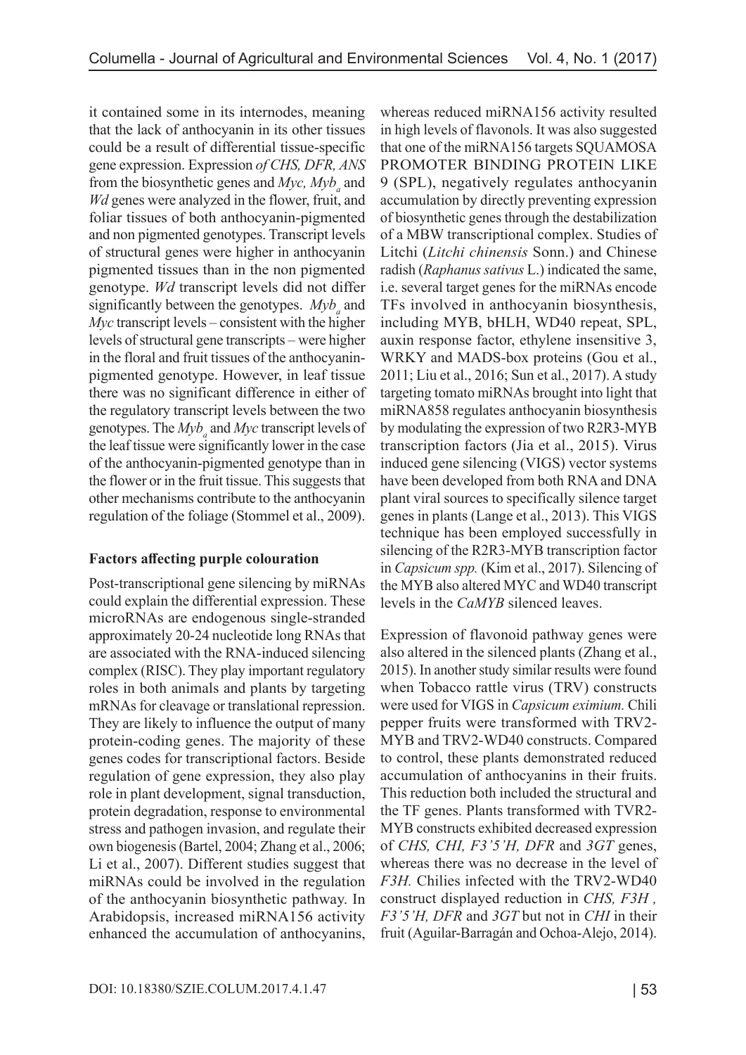it contained some in its internodes, meaning that the lack of anthocyanin in its other tissues could be a result of differential tissue-specific gene expression. Expression *of CHS, DFR, ANS* from the biosynthetic genes and *Myc, $Myb_a$* and *Wd* genes were analyzed in the flower, fruit, and foliar tissues of both anthocyanin-pigmented and non pigmented genotypes. Transcript levels of structural genes were higher in anthocyanin pigmented tissues than in the non pigmented genotype. *Wd* transcript levels did not differ significantly between the genotypes. *$Myb_a$* and *Myc* transcript levels – consistent with the higher levels of structural gene transcripts – were higher in the floral and fruit tissues of the anthocyanin-pigmented genotype. However, in leaf tissue there was no significant difference in either of the regulatory transcript levels between the two genotypes. The *$Myb_a$* and *Myc* transcript levels of the leaf tissue were significantly lower in the case of the anthocyanin-pigmented genotype than in the flower or in the fruit tissue. This suggests that other mechanisms contribute to the anthocyanin regulation of the foliage (Stommel et al., 2009).

**Factors affecting purple colouration**

Post-transcriptional gene silencing by miRNAs could explain the differential expression. These microRNAs are endogenous single-stranded approximately 20-24 nucleotide long RNAs that are associated with the RNA-induced silencing complex (RISC). They play important regulatory roles in both animals and plants by targeting mRNAs for cleavage or translational repression. They are likely to influence the output of many protein-coding genes. The majority of these genes codes for transcriptional factors. Beside regulation of gene expression, they also play role in plant development, signal transduction, protein degradation, response to environmental stress and pathogen invasion, and regulate their own biogenesis (Bartel, 2004; Zhang et al., 2006; Li et al., 2007). Different studies suggest that miRNAs could be involved in the regulation of the anthocyanin biosynthetic pathway. In Arabidopsis, increased miRNA156 activity enhanced the accumulation of anthocyanins, whereas reduced miRNA156 activity resulted in high levels of flavonols. It was also suggested that one of the miRNA156 targets SQUAMOSA PROMOTER BINDING PROTEIN LIKE 9 (SPL), negatively regulates anthocyanin accumulation by directly preventing expression of biosynthetic genes through the destabilization of a MBW transcriptional complex. Studies of Litchi (*Litchi chinensis* Sonn.) and Chinese radish (*Raphanus sativus* L.) indicated the same, i.e. several target genes for the miRNAs encode TFs involved in anthocyanin biosynthesis, including MYB, bHLH, WD40 repeat, SPL, auxin response factor, ethylene insensitive 3, WRKY and MADS-box proteins (Gou et al., 2011; Liu et al., 2016; Sun et al., 2017). A study targeting tomato miRNAs brought into light that miRNA858 regulates anthocyanin biosynthesis by modulating the expression of two R2R3-MYB transcription factors (Jia et al., 2015). Virus induced gene silencing (VIGS) vector systems have been developed from both RNA and DNA plant viral sources to specifically silence target genes in plants (Lange et al., 2013). This VIGS technique has been employed successfully in silencing of the R2R3-MYB transcription factor in *Capsicum spp.* (Kim et al., 2017). Silencing of the MYB also altered MYC and WD40 transcript levels in the *CaMYB* silenced leaves.

Expression of flavonoid pathway genes were also altered in the silenced plants (Zhang et al., 2015). In another study similar results were found when Tobacco rattle virus (TRV) constructs were used for VIGS in *Capsicum eximium.* Chili pepper fruits were transformed with TRV2-MYB and TRV2-WD40 constructs. Compared to control, these plants demonstrated reduced accumulation of anthocyanins in their fruits. This reduction both included the structural and the TF genes. Plants transformed with TVR2-MYB constructs exhibited decreased expression of *CHS, CHI, F3'5'H, DFR* and *3GT* genes, whereas there was no decrease in the level of *F3H.* Chilies infected with the TRV2-WD40 construct displayed reduction in *CHS, F3H , F3'5'H, DFR* and *3GT* but not in *CHI* in their fruit (Aguilar-Barragán and Ochoa-Alejo, 2014).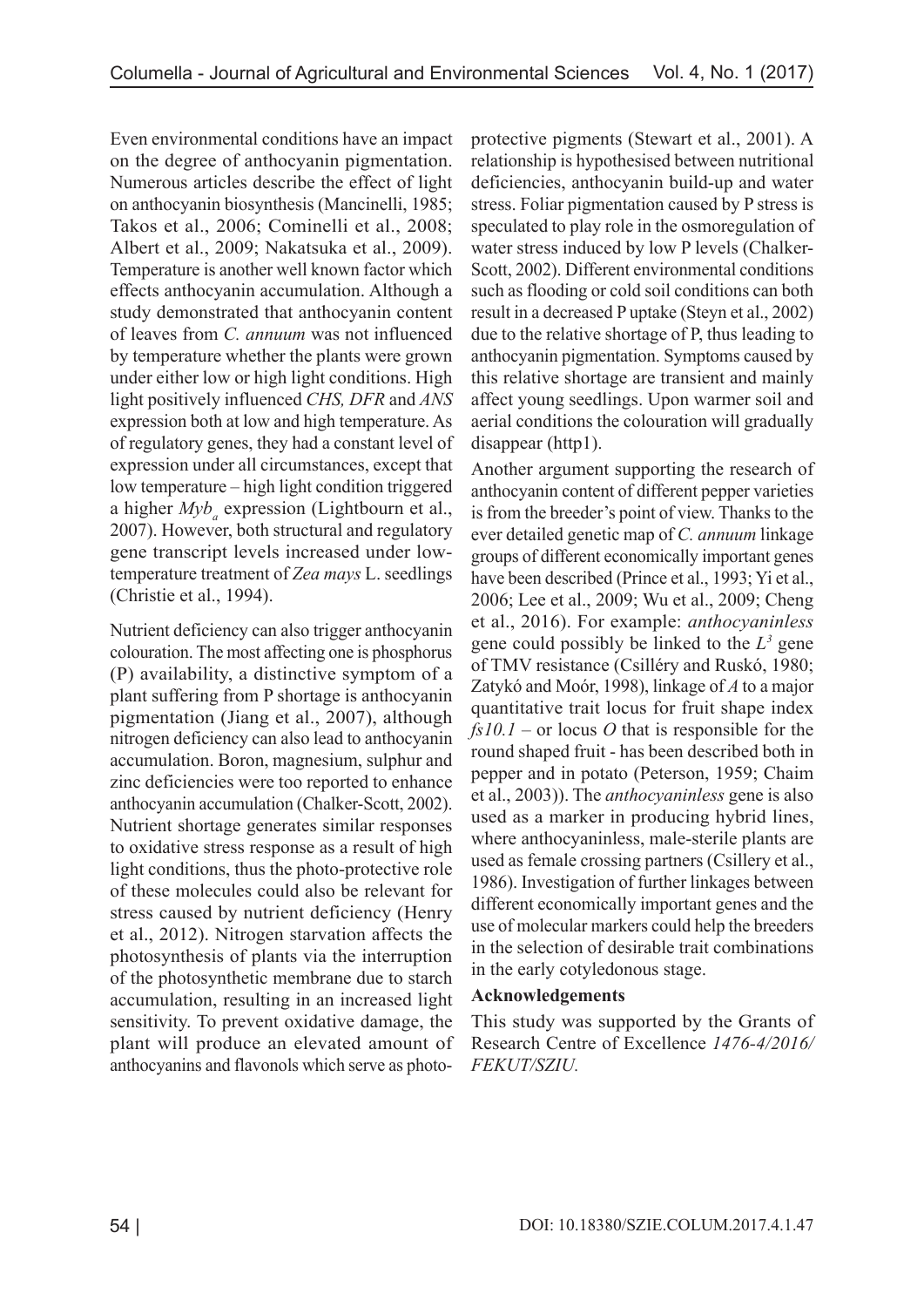Even environmental conditions have an impact on the degree of anthocyanin pigmentation. Numerous articles describe the effect of light on anthocyanin biosynthesis (Mancinelli, 1985; Takos et al., 2006; Cominelli et al., 2008; Albert et al., 2009; Nakatsuka et al., 2009). Temperature is another well known factor which effects anthocyanin accumulation. Although a study demonstrated that anthocyanin content of leaves from *C. annuum* was not influenced by temperature whether the plants were grown under either low or high light conditions. High light positively influenced *CHS, DFR* and *ANS* expression both at low and high temperature. As of regulatory genes, they had a constant level of expression under all circumstances, except that low temperature – high light condition triggered a higher $Myb_a$ expression (Lightbourn et al., 2007). However, both structural and regulatory gene transcript levels increased under low-temperature treatment of *Zea mays* L. seedlings (Christie et al., 1994).

Nutrient deficiency can also trigger anthocyanin colouration. The most affecting one is phosphorus (P) availability, a distinctive symptom of a plant suffering from P shortage is anthocyanin pigmentation (Jiang et al., 2007), although nitrogen deficiency can also lead to anthocyanin accumulation. Boron, magnesium, sulphur and zinc deficiencies were too reported to enhance anthocyanin accumulation (Chalker-Scott, 2002). Nutrient shortage generates similar responses to oxidative stress response as a result of high light conditions, thus the photo-protective role of these molecules could also be relevant for stress caused by nutrient deficiency (Henry et al., 2012). Nitrogen starvation affects the photosynthesis of plants via the interruption of the photosynthetic membrane due to starch accumulation, resulting in an increased light sensitivity. To prevent oxidative damage, the plant will produce an elevated amount of anthocyanins and flavonols which serve as photo-protective pigments (Stewart et al., 2001). A relationship is hypothesised between nutritional deficiencies, anthocyanin build-up and water stress. Foliar pigmentation caused by P stress is speculated to play role in the osmoregulation of water stress induced by low P levels (Chalker-Scott, 2002). Different environmental conditions such as flooding or cold soil conditions can both result in a decreased P uptake (Steyn et al., 2002) due to the relative shortage of P, thus leading to anthocyanin pigmentation. Symptoms caused by this relative shortage are transient and mainly affect young seedlings. Upon warmer soil and aerial conditions the colouration will gradually disappear (http1).

Another argument supporting the research of anthocyanin content of different pepper varieties is from the breeder's point of view. Thanks to the ever detailed genetic map of *C. annuum* linkage groups of different economically important genes have been described (Prince et al., 1993; Yi et al., 2006; Lee et al., 2009; Wu et al., 2009; Cheng et al., 2016). For example: *anthocyaninless* gene could possibly be linked to the $L^3$ gene of TMV resistance (Csilléry and Ruskó, 1980; Zatykó and Moór, 1998), linkage of *A* to a major quantitative trait locus for fruit shape index *fs10.1* – or locus *O* that is responsible for the round shaped fruit - has been described both in pepper and in potato (Peterson, 1959; Chaim et al., 2003)). The *anthocyaninless* gene is also used as a marker in producing hybrid lines, where anthocyaninless, male-sterile plants are used as female crossing partners (Csillery et al., 1986). Investigation of further linkages between different economically important genes and the use of molecular markers could help the breeders in the selection of desirable trait combinations in the early cotyledonous stage.

**Acknowledgements**

This study was supported by the Grants of Research Centre of Excellence *1476-4/2016/FEKUT/SZIU.*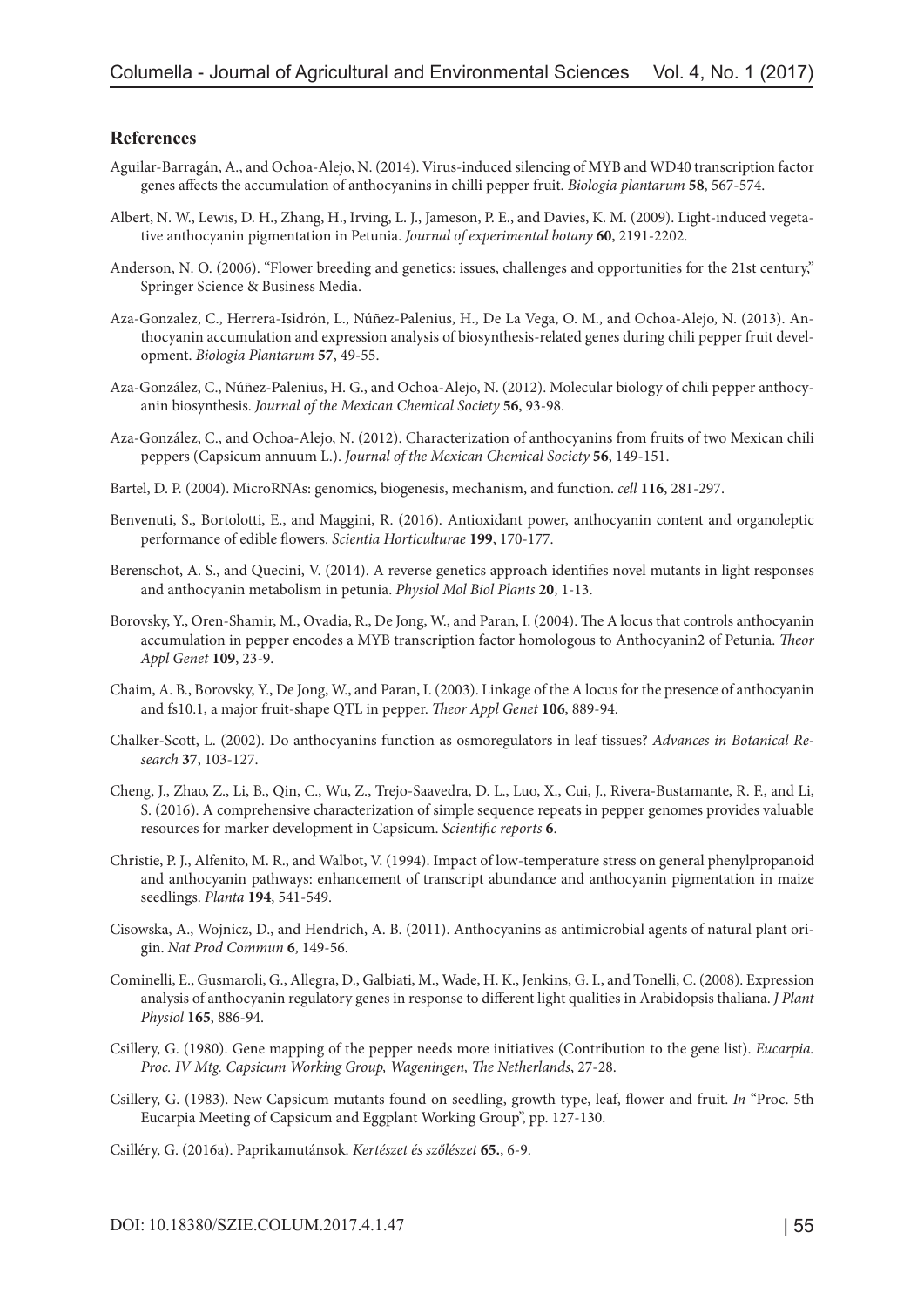## References

Aguilar-Barragán, A., and Ochoa-Alejo, N. (2014). Virus-induced silencing of MYB and WD40 transcription factor genes affects the accumulation of anthocyanins in chilli pepper fruit. *Biologia plantarum* **58**, 567-574.

Albert, N. W., Lewis, D. H., Zhang, H., Irving, L. J., Jameson, P. E., and Davies, K. M. (2009). Light-induced vegetative anthocyanin pigmentation in Petunia. *Journal of experimental botany* **60**, 2191-2202.

Anderson, N. O. (2006). "Flower breeding and genetics: issues, challenges and opportunities for the 21st century," Springer Science & Business Media.

Aza-Gonzalez, C., Herrera-Isidrón, L., Núñez-Palenius, H., De La Vega, O. M., and Ochoa-Alejo, N. (2013). Anthocyanin accumulation and expression analysis of biosynthesis-related genes during chili pepper fruit development. *Biologia Plantarum* **57**, 49-55.

Aza-González, C., Núñez-Palenius, H. G., and Ochoa-Alejo, N. (2012). Molecular biology of chili pepper anthocyanin biosynthesis. *Journal of the Mexican Chemical Society* **56**, 93-98.

Aza-González, C., and Ochoa-Alejo, N. (2012). Characterization of anthocyanins from fruits of two Mexican chili peppers (Capsicum annuum L.). *Journal of the Mexican Chemical Society* **56**, 149-151.

Bartel, D. P. (2004). MicroRNAs: genomics, biogenesis, mechanism, and function. *cell* **116**, 281-297.

Benvenuti, S., Bortolotti, E., and Maggini, R. (2016). Antioxidant power, anthocyanin content and organoleptic performance of edible flowers. *Scientia Horticulturae* **199**, 170-177.

Berenschot, A. S., and Quecini, V. (2014). A reverse genetics approach identifies novel mutants in light responses and anthocyanin metabolism in petunia. *Physiol Mol Biol Plants* **20**, 1-13.

Borovsky, Y., Oren-Shamir, M., Ovadia, R., De Jong, W., and Paran, I. (2004). The A locus that controls anthocyanin accumulation in pepper encodes a MYB transcription factor homologous to Anthocyanin2 of Petunia. *Theor Appl Genet* **109**, 23-9.

Chaim, A. B., Borovsky, Y., De Jong, W., and Paran, I. (2003). Linkage of the A locus for the presence of anthocyanin and fs10.1, a major fruit-shape QTL in pepper. *Theor Appl Genet* **106**, 889-94.

Chalker-Scott, L. (2002). Do anthocyanins function as osmoregulators in leaf tissues? *Advances in Botanical Research* **37**, 103-127.

Cheng, J., Zhao, Z., Li, B., Qin, C., Wu, Z., Trejo-Saavedra, D. L., Luo, X., Cui, J., Rivera-Bustamante, R. F., and Li, S. (2016). A comprehensive characterization of simple sequence repeats in pepper genomes provides valuable resources for marker development in Capsicum. *Scientific reports* **6**.

Christie, P. J., Alfenito, M. R., and Walbot, V. (1994). Impact of low-temperature stress on general phenylpropanoid and anthocyanin pathways: enhancement of transcript abundance and anthocyanin pigmentation in maize seedlings. *Planta* **194**, 541-549.

Cisowska, A., Wojnicz, D., and Hendrich, A. B. (2011). Anthocyanins as antimicrobial agents of natural plant origin. *Nat Prod Commun* **6**, 149-56.

Cominelli, E., Gusmaroli, G., Allegra, D., Galbiati, M., Wade, H. K., Jenkins, G. I., and Tonelli, C. (2008). Expression analysis of anthocyanin regulatory genes in response to different light qualities in Arabidopsis thaliana. *J Plant Physiol* **165**, 886-94.

Csillery, G. (1980). Gene mapping of the pepper needs more initiatives (Contribution to the gene list). *Eucarpia. Proc. IV Mtg. Capsicum Working Group, Wageningen, The Netherlands*, 27-28.

Csillery, G. (1983). New Capsicum mutants found on seedling, growth type, leaf, flower and fruit. *In* "Proc. 5th Eucarpia Meeting of Capsicum and Eggplant Working Group", pp. 127-130.

Csilléry, G. (2016a). Paprikamutánsok. *Kertészet és szőlészet* **65.**, 6-9.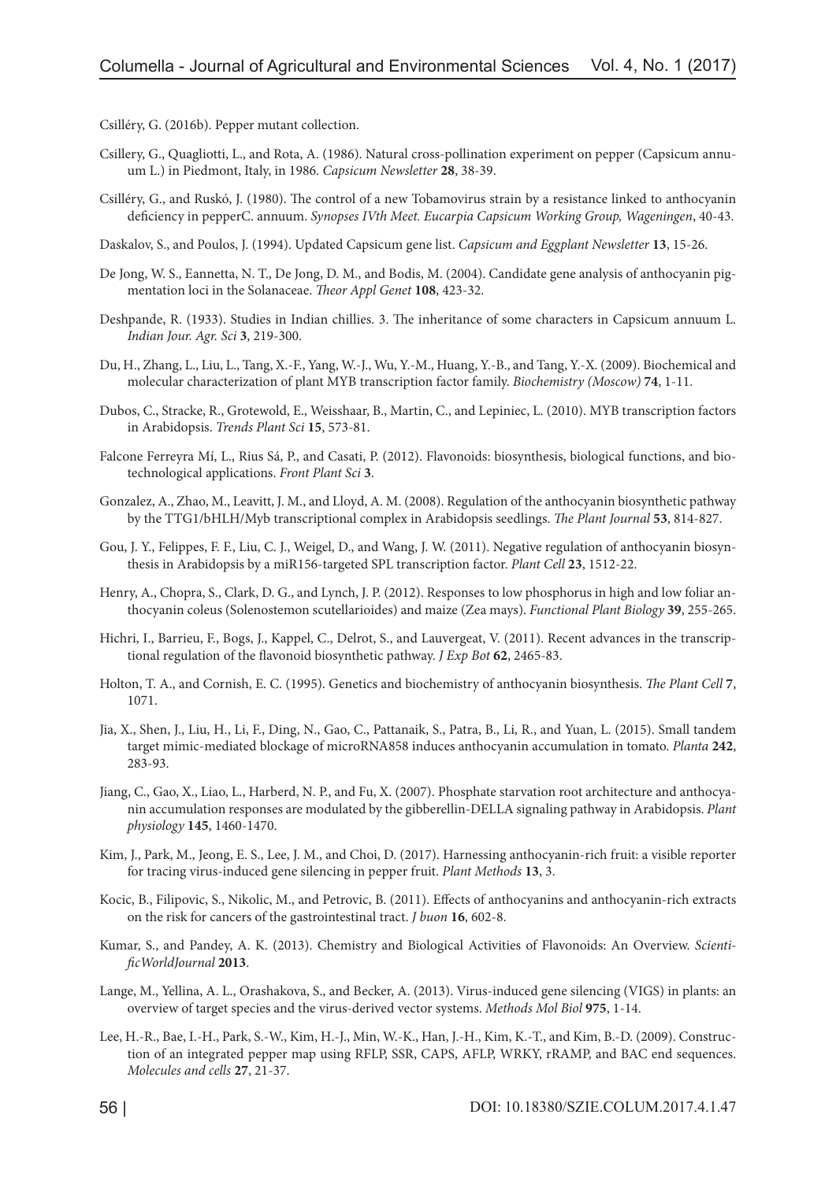Csilléry, G. (2016b). Pepper mutant collection.

Csillery, G., Quagliotti, L., and Rota, A. (1986). Natural cross-pollination experiment on pepper (Capsicum annuum L.) in Piedmont, Italy, in 1986. *Capsicum Newsletter* **28**, 38-39.

Csilléry, G., and Ruskó, J. (1980). The control of a new Tobamovirus strain by a resistance linked to anthocyanin deficiency in pepperC. annuum. *Synopses IVth Meet. Eucarpia Capsicum Working Group, Wageningen*, 40-43.

Daskalov, S., and Poulos, J. (1994). Updated Capsicum gene list. *Capsicum and Eggplant Newsletter* **13**, 15-26.

De Jong, W. S., Eannetta, N. T., De Jong, D. M., and Bodis, M. (2004). Candidate gene analysis of anthocyanin pigmentation loci in the Solanaceae. *Theor Appl Genet* **108**, 423-32.

Deshpande, R. (1933). Studies in Indian chillies. 3. The inheritance of some characters in Capsicum annuum L. *Indian Jour. Agr. Sci* **3**, 219-300.

Du, H., Zhang, L., Liu, L., Tang, X.-F., Yang, W.-J., Wu, Y.-M., Huang, Y.-B., and Tang, Y.-X. (2009). Biochemical and molecular characterization of plant MYB transcription factor family. *Biochemistry (Moscow)* **74**, 1-11.

Dubos, C., Stracke, R., Grotewold, E., Weisshaar, B., Martin, C., and Lepiniec, L. (2010). MYB transcription factors in Arabidopsis. *Trends Plant Sci* **15**, 573-81.

Falcone Ferreyra Mí, L., Rius Sá, P., and Casati, P. (2012). Flavonoids: biosynthesis, biological functions, and biotechnological applications. *Front Plant Sci* **3**.

Gonzalez, A., Zhao, M., Leavitt, J. M., and Lloyd, A. M. (2008). Regulation of the anthocyanin biosynthetic pathway by the TTG1/bHLH/Myb transcriptional complex in Arabidopsis seedlings. *The Plant Journal* **53**, 814-827.

Gou, J. Y., Felippes, F. F., Liu, C. J., Weigel, D., and Wang, J. W. (2011). Negative regulation of anthocyanin biosynthesis in Arabidopsis by a miR156-targeted SPL transcription factor. *Plant Cell* **23**, 1512-22.

Henry, A., Chopra, S., Clark, D. G., and Lynch, J. P. (2012). Responses to low phosphorus in high and low foliar anthocyanin coleus (Solenostemon scutellarioides) and maize (Zea mays). *Functional Plant Biology* **39**, 255-265.

Hichri, I., Barrieu, F., Bogs, J., Kappel, C., Delrot, S., and Lauvergeat, V. (2011). Recent advances in the transcriptional regulation of the flavonoid biosynthetic pathway. *J Exp Bot* **62**, 2465-83.

Holton, T. A., and Cornish, E. C. (1995). Genetics and biochemistry of anthocyanin biosynthesis. *The Plant Cell* **7**, 1071.

Jia, X., Shen, J., Liu, H., Li, F., Ding, N., Gao, C., Pattanaik, S., Patra, B., Li, R., and Yuan, L. (2015). Small tandem target mimic-mediated blockage of microRNA858 induces anthocyanin accumulation in tomato. *Planta* **242**, 283-93.

Jiang, C., Gao, X., Liao, L., Harberd, N. P., and Fu, X. (2007). Phosphate starvation root architecture and anthocyanin accumulation responses are modulated by the gibberellin-DELLA signaling pathway in Arabidopsis. *Plant physiology* **145**, 1460-1470.

Kim, J., Park, M., Jeong, E. S., Lee, J. M., and Choi, D. (2017). Harnessing anthocyanin-rich fruit: a visible reporter for tracing virus-induced gene silencing in pepper fruit. *Plant Methods* **13**, 3.

Kocic, B., Filipovic, S., Nikolic, M., and Petrovic, B. (2011). Effects of anthocyanins and anthocyanin-rich extracts on the risk for cancers of the gastrointestinal tract. *J buon* **16**, 602-8.

Kumar, S., and Pandey, A. K. (2013). Chemistry and Biological Activities of Flavonoids: An Overview. *ScientificWorldJournal* **2013**.

Lange, M., Yellina, A. L., Orashakova, S., and Becker, A. (2013). Virus-induced gene silencing (VIGS) in plants: an overview of target species and the virus-derived vector systems. *Methods Mol Biol* **975**, 1-14.

Lee, H.-R., Bae, I.-H., Park, S.-W., Kim, H.-J., Min, W.-K., Han, J.-H., Kim, K.-T., and Kim, B.-D. (2009). Construction of an integrated pepper map using RFLP, SSR, CAPS, AFLP, WRKY, rRAMP, and BAC end sequences. *Molecules and cells* **27**, 21-37.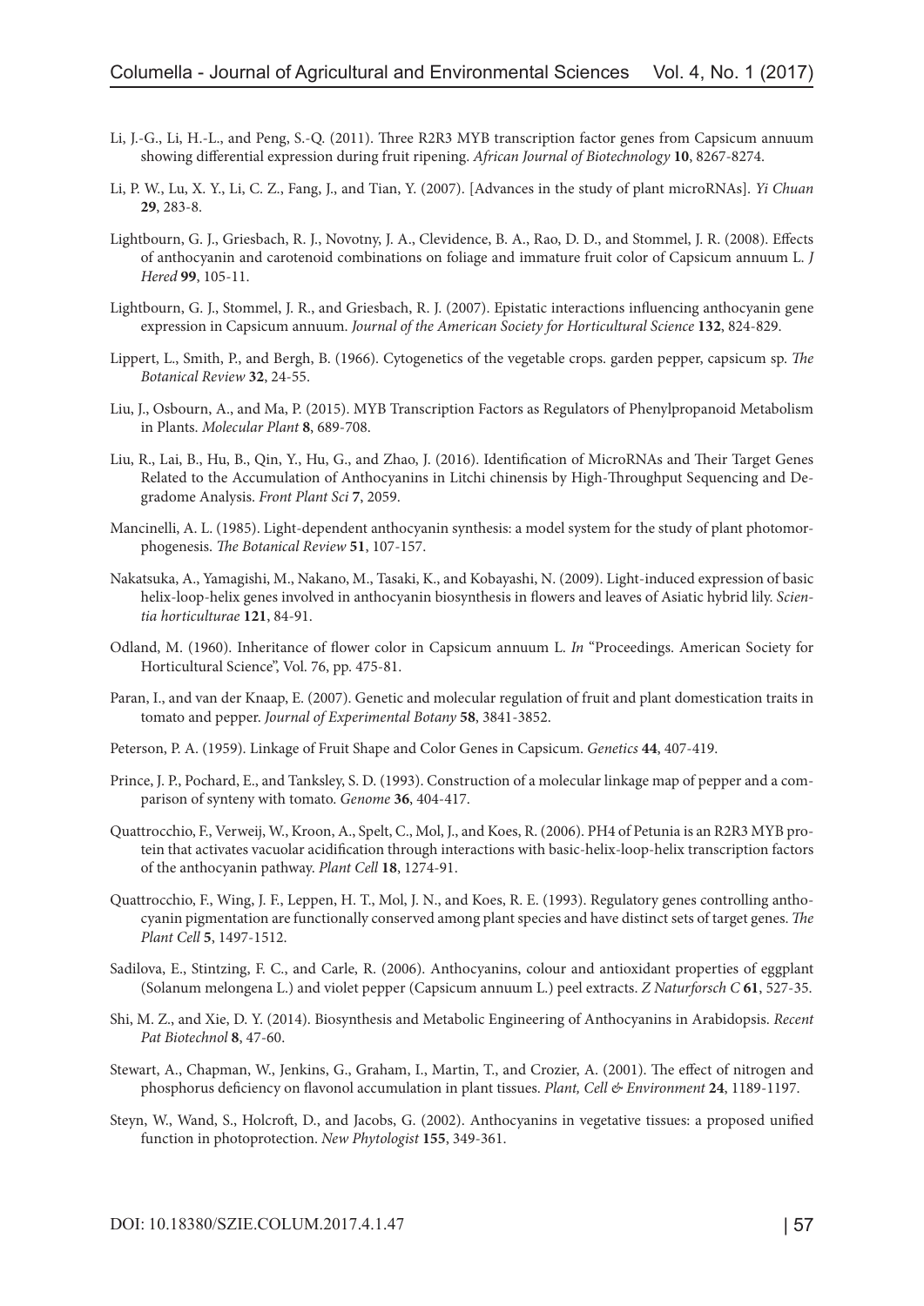Li, J.-G., Li, H.-L., and Peng, S.-Q. (2011). Three R2R3 MYB transcription factor genes from Capsicum annuum showing differential expression during fruit ripening. *African Journal of Biotechnology* **10**, 8267-8274.

Li, P. W., Lu, X. Y., Li, C. Z., Fang, J., and Tian, Y. (2007). [Advances in the study of plant microRNAs]. *Yi Chuan* **29**, 283-8.

Lightbourn, G. J., Griesbach, R. J., Novotny, J. A., Clevidence, B. A., Rao, D. D., and Stommel, J. R. (2008). Effects of anthocyanin and carotenoid combinations on foliage and immature fruit color of Capsicum annuum L. *J Hered* **99**, 105-11.

Lightbourn, G. J., Stommel, J. R., and Griesbach, R. J. (2007). Epistatic interactions influencing anthocyanin gene expression in Capsicum annuum. *Journal of the American Society for Horticultural Science* **132**, 824-829.

Lippert, L., Smith, P., and Bergh, B. (1966). Cytogenetics of the vegetable crops. garden pepper, capsicum sp. *The Botanical Review* **32**, 24-55.

Liu, J., Osbourn, A., and Ma, P. (2015). MYB Transcription Factors as Regulators of Phenylpropanoid Metabolism in Plants. *Molecular Plant* **8**, 689-708.

Liu, R., Lai, B., Hu, B., Qin, Y., Hu, G., and Zhao, J. (2016). Identification of MicroRNAs and Their Target Genes Related to the Accumulation of Anthocyanins in Litchi chinensis by High-Throughput Sequencing and Degradome Analysis. *Front Plant Sci* **7**, 2059.

Mancinelli, A. L. (1985). Light-dependent anthocyanin synthesis: a model system for the study of plant photomorphogenesis. *The Botanical Review* **51**, 107-157.

Nakatsuka, A., Yamagishi, M., Nakano, M., Tasaki, K., and Kobayashi, N. (2009). Light-induced expression of basic helix-loop-helix genes involved in anthocyanin biosynthesis in flowers and leaves of Asiatic hybrid lily. *Scientia horticulturae* **121**, 84-91.

Odland, M. (1960). Inheritance of flower color in Capsicum annuum L. *In* "Proceedings. American Society for Horticultural Science", Vol. 76, pp. 475-81.

Paran, I., and van der Knaap, E. (2007). Genetic and molecular regulation of fruit and plant domestication traits in tomato and pepper. *Journal of Experimental Botany* **58**, 3841-3852.

Peterson, P. A. (1959). Linkage of Fruit Shape and Color Genes in Capsicum. *Genetics* **44**, 407-419.

Prince, J. P., Pochard, E., and Tanksley, S. D. (1993). Construction of a molecular linkage map of pepper and a comparison of synteny with tomato. *Genome* **36**, 404-417.

Quattrocchio, F., Verweij, W., Kroon, A., Spelt, C., Mol, J., and Koes, R. (2006). PH4 of Petunia is an R2R3 MYB protein that activates vacuolar acidification through interactions with basic-helix-loop-helix transcription factors of the anthocyanin pathway. *Plant Cell* **18**, 1274-91.

Quattrocchio, F., Wing, J. F., Leppen, H. T., Mol, J. N., and Koes, R. E. (1993). Regulatory genes controlling anthocyanin pigmentation are functionally conserved among plant species and have distinct sets of target genes. *The Plant Cell* **5**, 1497-1512.

Sadilova, E., Stintzing, F. C., and Carle, R. (2006). Anthocyanins, colour and antioxidant properties of eggplant (Solanum melongena L.) and violet pepper (Capsicum annuum L.) peel extracts. *Z Naturforsch C* **61**, 527-35.

Shi, M. Z., and Xie, D. Y. (2014). Biosynthesis and Metabolic Engineering of Anthocyanins in Arabidopsis. *Recent Pat Biotechnol* **8**, 47-60.

Stewart, A., Chapman, W., Jenkins, G., Graham, I., Martin, T., and Crozier, A. (2001). The effect of nitrogen and phosphorus deficiency on flavonol accumulation in plant tissues. *Plant, Cell & Environment* **24**, 1189-1197.

Steyn, W., Wand, S., Holcroft, D., and Jacobs, G. (2002). Anthocyanins in vegetative tissues: a proposed unified function in photoprotection. *New Phytologist* **155**, 349-361.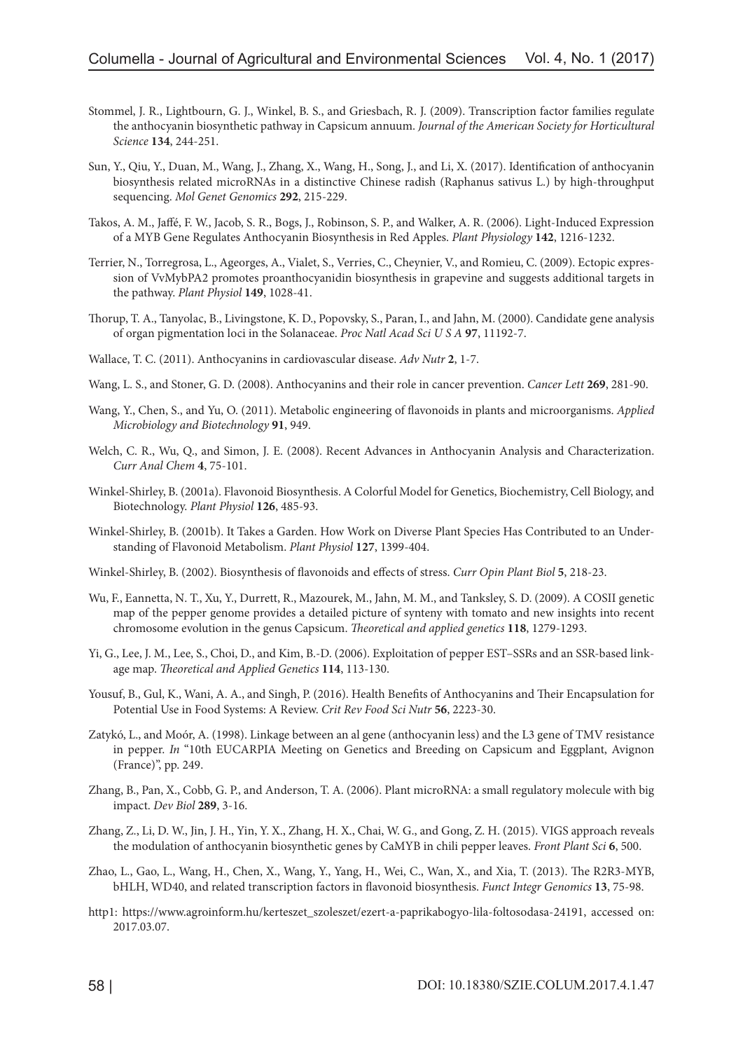Stommel, J. R., Lightbourn, G. J., Winkel, B. S., and Griesbach, R. J. (2009). Transcription factor families regulate the anthocyanin biosynthetic pathway in Capsicum annuum. *Journal of the American Society for Horticultural Science* **134**, 244-251.

Sun, Y., Qiu, Y., Duan, M., Wang, J., Zhang, X., Wang, H., Song, J., and Li, X. (2017). Identification of anthocyanin biosynthesis related microRNAs in a distinctive Chinese radish (Raphanus sativus L.) by high-throughput sequencing. *Mol Genet Genomics* **292**, 215-229.

Takos, A. M., Jaffé, F. W., Jacob, S. R., Bogs, J., Robinson, S. P., and Walker, A. R. (2006). Light-Induced Expression of a MYB Gene Regulates Anthocyanin Biosynthesis in Red Apples. *Plant Physiology* **142**, 1216-1232.

Terrier, N., Torregrosa, L., Ageorges, A., Vialet, S., Verries, C., Cheynier, V., and Romieu, C. (2009). Ectopic expression of VvMybPA2 promotes proanthocyanidin biosynthesis in grapevine and suggests additional targets in the pathway. *Plant Physiol* **149**, 1028-41.

Thorup, T. A., Tanyolac, B., Livingstone, K. D., Popovsky, S., Paran, I., and Jahn, M. (2000). Candidate gene analysis of organ pigmentation loci in the Solanaceae. *Proc Natl Acad Sci U S A* **97**, 11192-7.

Wallace, T. C. (2011). Anthocyanins in cardiovascular disease. *Adv Nutr* **2**, 1-7.

Wang, L. S., and Stoner, G. D. (2008). Anthocyanins and their role in cancer prevention. *Cancer Lett* **269**, 281-90.

Wang, Y., Chen, S., and Yu, O. (2011). Metabolic engineering of flavonoids in plants and microorganisms. *Applied Microbiology and Biotechnology* **91**, 949.

Welch, C. R., Wu, Q., and Simon, J. E. (2008). Recent Advances in Anthocyanin Analysis and Characterization. *Curr Anal Chem* **4**, 75-101.

Winkel-Shirley, B. (2001a). Flavonoid Biosynthesis. A Colorful Model for Genetics, Biochemistry, Cell Biology, and Biotechnology. *Plant Physiol* **126**, 485-93.

Winkel-Shirley, B. (2001b). It Takes a Garden. How Work on Diverse Plant Species Has Contributed to an Understanding of Flavonoid Metabolism. *Plant Physiol* **127**, 1399-404.

Winkel-Shirley, B. (2002). Biosynthesis of flavonoids and effects of stress. *Curr Opin Plant Biol* **5**, 218-23.

Wu, F., Eannetta, N. T., Xu, Y., Durrett, R., Mazourek, M., Jahn, M. M., and Tanksley, S. D. (2009). A COSII genetic map of the pepper genome provides a detailed picture of synteny with tomato and new insights into recent chromosome evolution in the genus Capsicum. *Theoretical and applied genetics* **118**, 1279-1293.

Yi, G., Lee, J. M., Lee, S., Choi, D., and Kim, B.-D. (2006). Exploitation of pepper EST–SSRs and an SSR-based linkage map. *Theoretical and Applied Genetics* **114**, 113-130.

Yousuf, B., Gul, K., Wani, A. A., and Singh, P. (2016). Health Benefits of Anthocyanins and Their Encapsulation for Potential Use in Food Systems: A Review. *Crit Rev Food Sci Nutr* **56**, 2223-30.

Zatykó, L., and Moór, A. (1998). Linkage between an al gene (anthocyanin less) and the L3 gene of TMV resistance in pepper. *In* "10th EUCARPIA Meeting on Genetics and Breeding on Capsicum and Eggplant, Avignon (France)", pp. 249.

Zhang, B., Pan, X., Cobb, G. P., and Anderson, T. A. (2006). Plant microRNA: a small regulatory molecule with big impact. *Dev Biol* **289**, 3-16.

Zhang, Z., Li, D. W., Jin, J. H., Yin, Y. X., Zhang, H. X., Chai, W. G., and Gong, Z. H. (2015). VIGS approach reveals the modulation of anthocyanin biosynthetic genes by CaMYB in chili pepper leaves. *Front Plant Sci* **6**, 500.

Zhao, L., Gao, L., Wang, H., Chen, X., Wang, Y., Yang, H., Wei, C., Wan, X., and Xia, T. (2013). The R2R3-MYB, bHLH, WD40, and related transcription factors in flavonoid biosynthesis. *Funct Integr Genomics* **13**, 75-98.

http1: https://www.agroinform.hu/kerteszet_szoleszet/ezert-a-paprikabogyo-lila-foltosodasa-24191, accessed on: 2017.03.07.